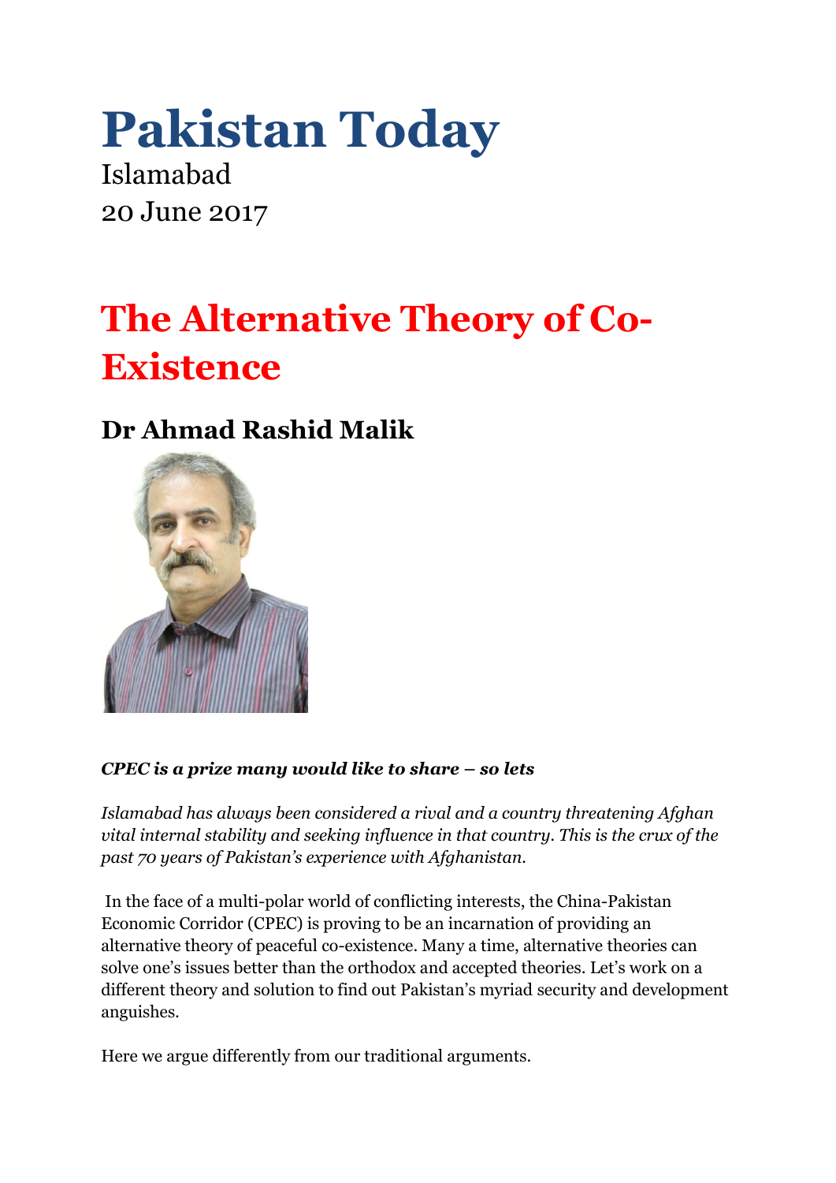# Pakistan Today

Islamabad
20 June 2017

## The Alternative Theory of Co-Existence

### Dr Ahmad Rashid Malik

***CPEC is a prize many would like to share – so lets***

*Islamabad has always been considered a rival and a country threatening Afghan vital internal stability and seeking influence in that country. This is the crux of the past 70 years of Pakistan's experience with Afghanistan.*

In the face of a multi-polar world of conflicting interests, the China-Pakistan Economic Corridor (CPEC) is proving to be an incarnation of providing an alternative theory of peaceful co-existence. Many a time, alternative theories can solve one's issues better than the orthodox and accepted theories. Let's work on a different theory and solution to find out Pakistan's myriad security and development anguishes.

Here we argue differently from our traditional arguments.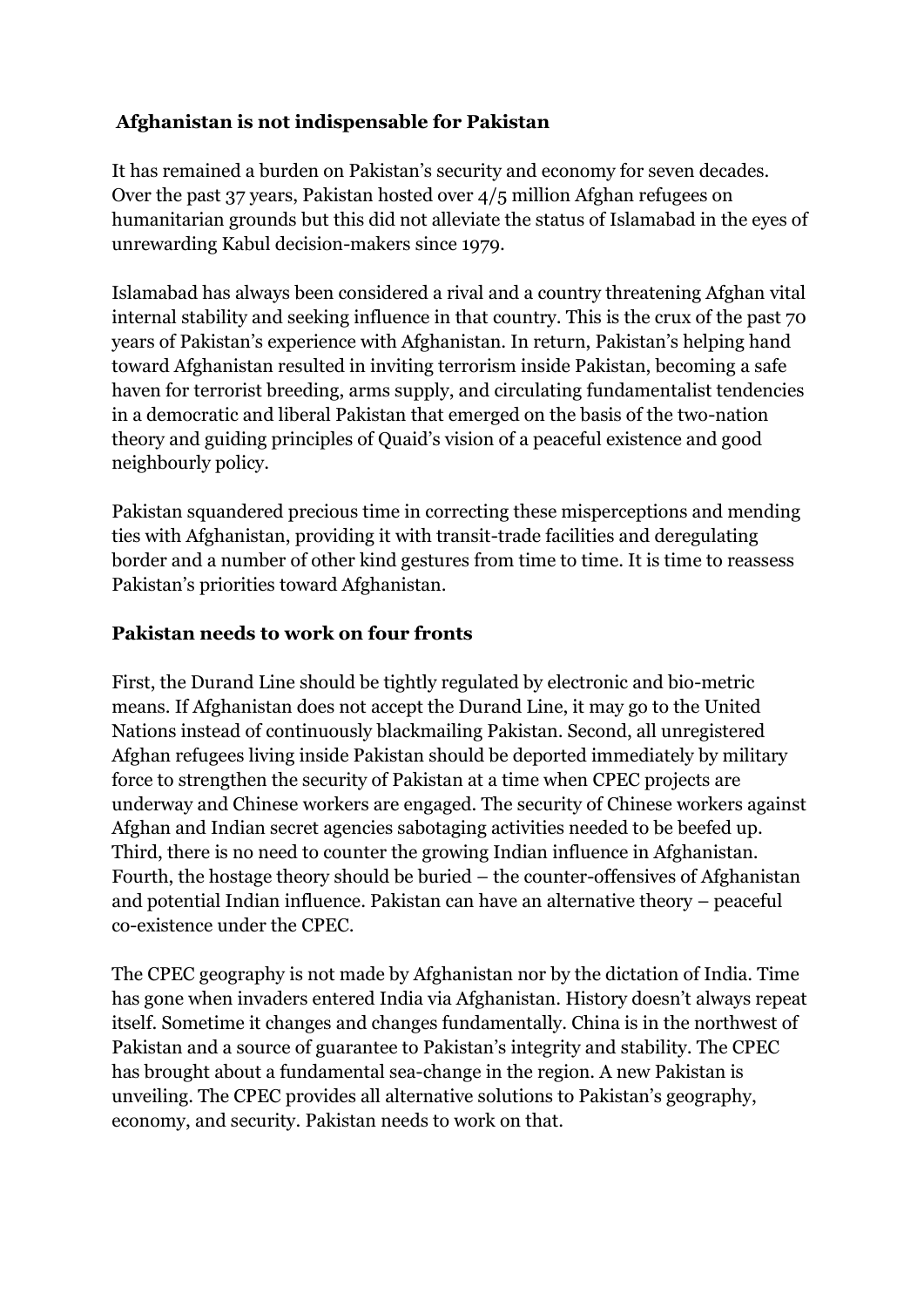## **Afghanistan is not indispensable for Pakistan**

It has remained a burden on Pakistan's security and economy for seven decades. Over the past 37 years, Pakistan hosted over 4/5 million Afghan refugees on humanitarian grounds but this did not alleviate the status of Islamabad in the eyes of unrewarding Kabul decision-makers since 1979.

Islamabad has always been considered a rival and a country threatening Afghan vital internal stability and seeking influence in that country. This is the crux of the past 70 years of Pakistan's experience with Afghanistan. In return, Pakistan's helping hand toward Afghanistan resulted in inviting terrorism inside Pakistan, becoming a safe haven for terrorist breeding, arms supply, and circulating fundamentalist tendencies in a democratic and liberal Pakistan that emerged on the basis of the two-nation theory and guiding principles of Quaid's vision of a peaceful existence and good neighbourly policy.

Pakistan squandered precious time in correcting these misperceptions and mending ties with Afghanistan, providing it with transit-trade facilities and deregulating border and a number of other kind gestures from time to time. It is time to reassess Pakistan's priorities toward Afghanistan.

## **Pakistan needs to work on four fronts**

First, the Durand Line should be tightly regulated by electronic and bio-metric means. If Afghanistan does not accept the Durand Line, it may go to the United Nations instead of continuously blackmailing Pakistan. Second, all unregistered Afghan refugees living inside Pakistan should be deported immediately by military force to strengthen the security of Pakistan at a time when CPEC projects are underway and Chinese workers are engaged. The security of Chinese workers against Afghan and Indian secret agencies sabotaging activities needed to be beefed up. Third, there is no need to counter the growing Indian influence in Afghanistan. Fourth, the hostage theory should be buried – the counter-offensives of Afghanistan and potential Indian influence. Pakistan can have an alternative theory – peaceful co-existence under the CPEC.

The CPEC geography is not made by Afghanistan nor by the dictation of India. Time has gone when invaders entered India via Afghanistan. History doesn't always repeat itself. Sometime it changes and changes fundamentally. China is in the northwest of Pakistan and a source of guarantee to Pakistan's integrity and stability. The CPEC has brought about a fundamental sea-change in the region. A new Pakistan is unveiling. The CPEC provides all alternative solutions to Pakistan's geography, economy, and security. Pakistan needs to work on that.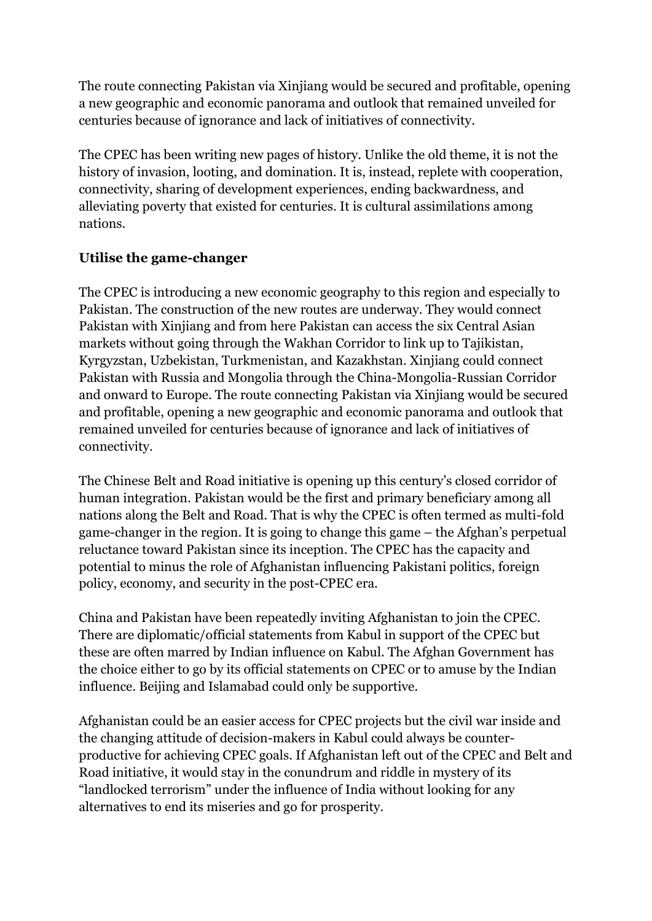The route connecting Pakistan via Xinjiang would be secured and profitable, opening a new geographic and economic panorama and outlook that remained unveiled for centuries because of ignorance and lack of initiatives of connectivity.

The CPEC has been writing new pages of history. Unlike the old theme, it is not the history of invasion, looting, and domination. It is, instead, replete with cooperation, connectivity, sharing of development experiences, ending backwardness, and alleviating poverty that existed for centuries. It is cultural assimilations among nations.

**Utilise the game-changer**

The CPEC is introducing a new economic geography to this region and especially to Pakistan. The construction of the new routes are underway. They would connect Pakistan with Xinjiang and from here Pakistan can access the six Central Asian markets without going through the Wakhan Corridor to link up to Tajikistan, Kyrgyzstan, Uzbekistan, Turkmenistan, and Kazakhstan. Xinjiang could connect Pakistan with Russia and Mongolia through the China-Mongolia-Russian Corridor and onward to Europe. The route connecting Pakistan via Xinjiang would be secured and profitable, opening a new geographic and economic panorama and outlook that remained unveiled for centuries because of ignorance and lack of initiatives of connectivity.

The Chinese Belt and Road initiative is opening up this century's closed corridor of human integration. Pakistan would be the first and primary beneficiary among all nations along the Belt and Road. That is why the CPEC is often termed as multi-fold game-changer in the region. It is going to change this game – the Afghan's perpetual reluctance toward Pakistan since its inception. The CPEC has the capacity and potential to minus the role of Afghanistan influencing Pakistani politics, foreign policy, economy, and security in the post-CPEC era.

China and Pakistan have been repeatedly inviting Afghanistan to join the CPEC. There are diplomatic/official statements from Kabul in support of the CPEC but these are often marred by Indian influence on Kabul. The Afghan Government has the choice either to go by its official statements on CPEC or to amuse by the Indian influence. Beijing and Islamabad could only be supportive.

Afghanistan could be an easier access for CPEC projects but the civil war inside and the changing attitude of decision-makers in Kabul could always be counter-productive for achieving CPEC goals. If Afghanistan left out of the CPEC and Belt and Road initiative, it would stay in the conundrum and riddle in mystery of its "landlocked terrorism" under the influence of India without looking for any alternatives to end its miseries and go for prosperity.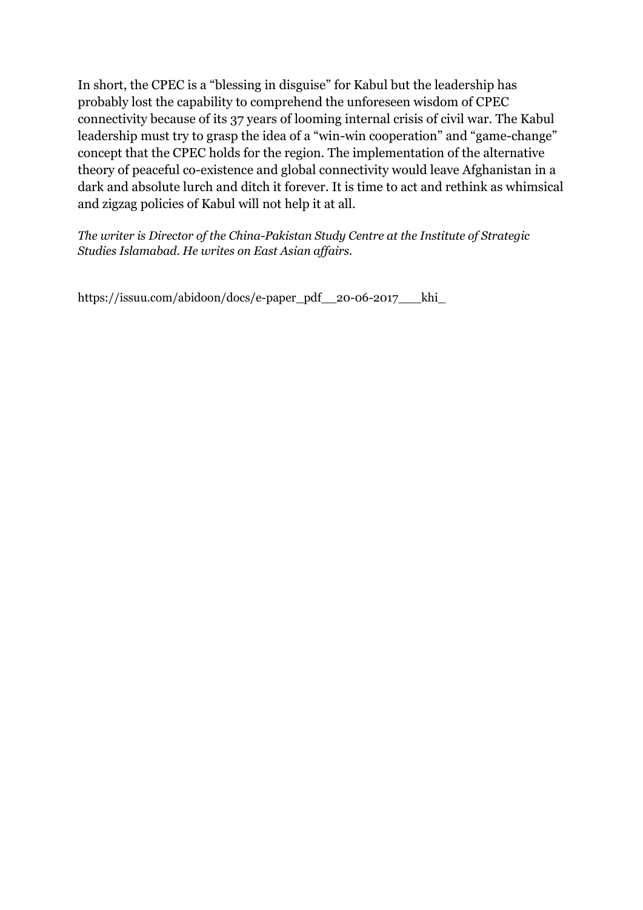In short, the CPEC is a "blessing in disguise" for Kabul but the leadership has probably lost the capability to comprehend the unforeseen wisdom of CPEC connectivity because of its 37 years of looming internal crisis of civil war. The Kabul leadership must try to grasp the idea of a "win-win cooperation" and "game-change" concept that the CPEC holds for the region. The implementation of the alternative theory of peaceful co-existence and global connectivity would leave Afghanistan in a dark and absolute lurch and ditch it forever. It is time to act and rethink as whimsical and zigzag policies of Kabul will not help it at all.

*The writer is Director of the China-Pakistan Study Centre at the Institute of Strategic Studies Islamabad. He writes on East Asian affairs.*

https://issuu.com/abidoon/docs/e-paper_pdf__20-06-2017___khi_